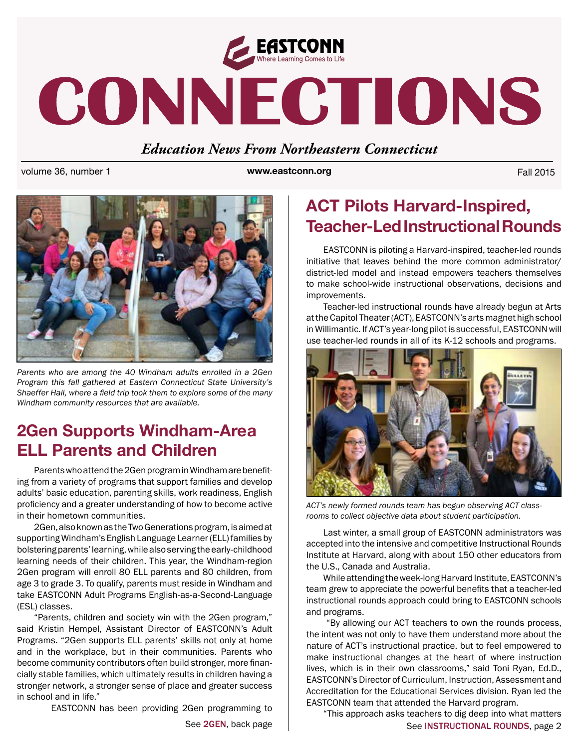# EASTCONN

Where Learning Comes to Life

# CONNECTIONS

*Education News From Northeastern Connecticut*

volume 36, number 1 | www.eastconn.org | Fall 2015

*Parents who are among the 40 Windham adults enrolled in a 2Gen Program this fall gathered at Eastern Connecticut State University's Shaeffer Hall, where a field trip took them to explore some of the many Windham community resources that are available.*

## 2Gen Supports Windham-Area ELL Parents and Children

Parents who attend the 2Gen program in Windham are benefiting from a variety of programs that support families and develop adults' basic education, parenting skills, work readiness, English proficiency and a greater understanding of how to become active in their hometown communities.

2Gen, also known as the Two Generations program, is aimed at supporting Windham's English Language Learner (ELL) families by bolstering parents' learning, while also serving the early-childhood learning needs of their children. This year, the Windham-region 2Gen program will enroll 80 ELL parents and 80 children, from age 3 to grade 3. To qualify, parents must reside in Windham and take EASTCONN Adult Programs English-as-a-Second-Language (ESL) classes.

"Parents, children and society win with the 2Gen program," said Kristin Hempel, Assistant Director of EASTCONN's Adult Programs. "2Gen supports ELL parents' skills not only at home and in the workplace, but in their communities. Parents who become community contributors often build stronger, more financially stable families, which ultimately results in children having a stronger network, a stronger sense of place and greater success in school and in life."

EASTCONN has been providing 2Gen programming to

See **2GEN**, back page

## ACT Pilots Harvard-Inspired, Teacher-Led Instructional Rounds

EASTCONN is piloting a Harvard-inspired, teacher-led rounds initiative that leaves behind the more common administrator/district-led model and instead empowers teachers themselves to make school-wide instructional observations, decisions and improvements.

Teacher-led instructional rounds have already begun at Arts at the Capitol Theater (ACT), EASTCONN's arts magnet high school in Willimantic. If ACT's year-long pilot is successful, EASTCONN will use teacher-led rounds in all of its K-12 schools and programs.

*ACT's newly formed rounds team has begun observing ACT classrooms to collect objective data about student participation.*

Last winter, a small group of EASTCONN administrators was accepted into the intensive and competitive Instructional Rounds Institute at Harvard, along with about 150 other educators from the U.S., Canada and Australia.

While attending the week-long Harvard Institute, EASTCONN's team grew to appreciate the powerful benefits that a teacher-led instructional rounds approach could bring to EASTCONN schools and programs.

"By allowing our ACT teachers to own the rounds process, the intent was not only to have them understand more about the nature of ACT's instructional practice, but to feel empowered to make instructional changes at the heart of where instruction lives, which is in their own classrooms," said Toni Ryan, Ed.D., EASTCONN's Director of Curriculum, Instruction, Assessment and Accreditation for the Educational Services division. Ryan led the EASTCONN team that attended the Harvard program.

"This approach asks teachers to dig deep into what matters

See **INSTRUCTIONAL ROUNDS**, page 2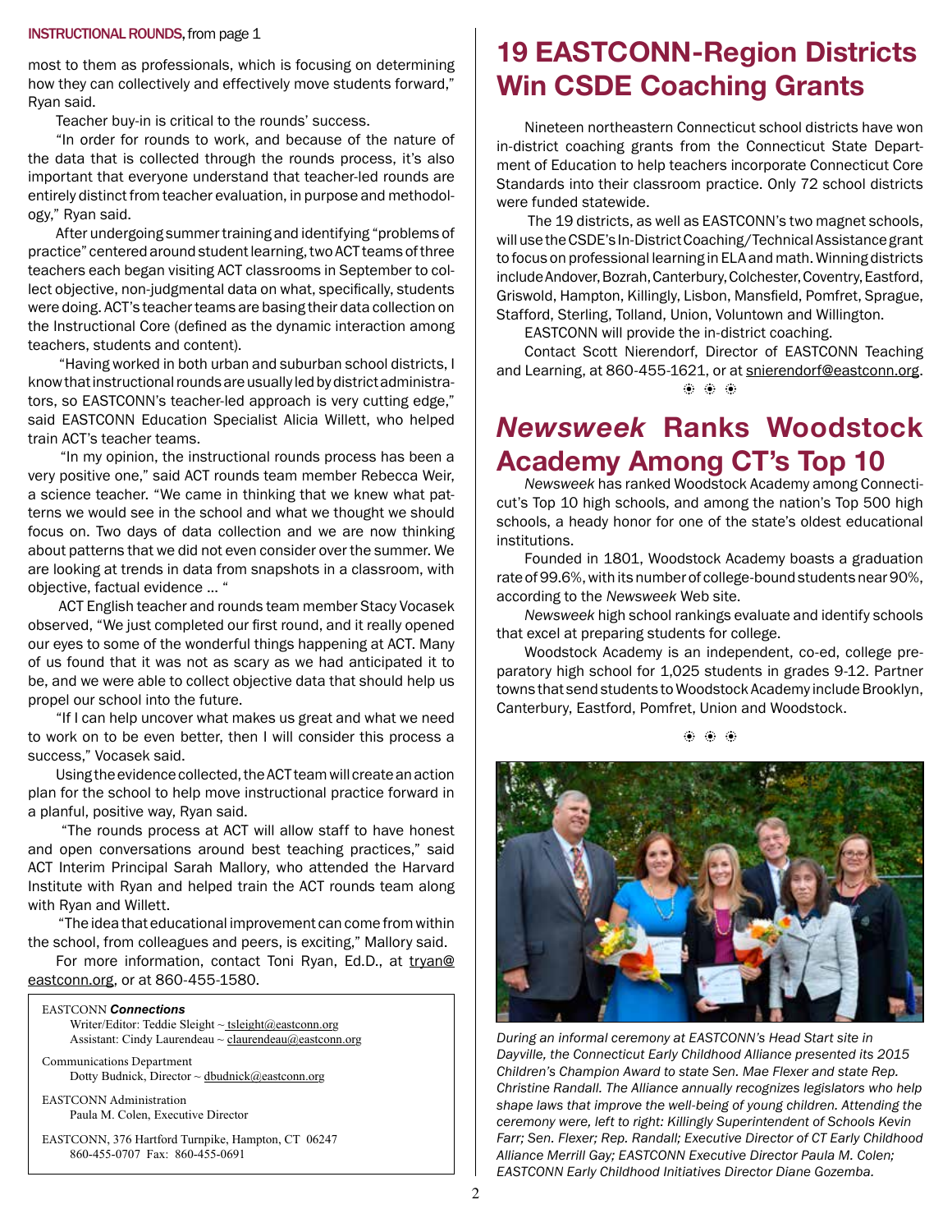INSTRUCTIONAL ROUNDS, from page 1

most to them as professionals, which is focusing on determining how they can collectively and effectively move students forward," Ryan said.

Teacher buy-in is critical to the rounds' success.

"In order for rounds to work, and because of the nature of the data that is collected through the rounds process, it's also important that everyone understand that teacher-led rounds are entirely distinct from teacher evaluation, in purpose and methodology," Ryan said.

After undergoing summer training and identifying "problems of practice" centered around student learning, two ACT teams of three teachers each began visiting ACT classrooms in September to collect objective, non-judgmental data on what, specifically, students were doing. ACT's teacher teams are basing their data collection on the Instructional Core (defined as the dynamic interaction among teachers, students and content).

"Having worked in both urban and suburban school districts, I know that instructional rounds are usually led by district administrators, so EASTCONN's teacher-led approach is very cutting edge," said EASTCONN Education Specialist Alicia Willett, who helped train ACT's teacher teams.

"In my opinion, the instructional rounds process has been a very positive one," said ACT rounds team member Rebecca Weir, a science teacher. "We came in thinking that we knew what patterns we would see in the school and what we thought we should focus on. Two days of data collection and we are now thinking about patterns that we did not even consider over the summer. We are looking at trends in data from snapshots in a classroom, with objective, factual evidence ... "

ACT English teacher and rounds team member Stacy Vocasek observed, "We just completed our first round, and it really opened our eyes to some of the wonderful things happening at ACT. Many of us found that it was not as scary as we had anticipated it to be, and we were able to collect objective data that should help us propel our school into the future.

"If I can help uncover what makes us great and what we need to work on to be even better, then I will consider this process a success," Vocasek said.

Using the evidence collected, the ACT team will create an action plan for the school to help move instructional practice forward in a planful, positive way, Ryan said.

"The rounds process at ACT will allow staff to have honest and open conversations around best teaching practices," said ACT Interim Principal Sarah Mallory, who attended the Harvard Institute with Ryan and helped train the ACT rounds team along with Ryan and Willett.

"The idea that educational improvement can come from within the school, from colleagues and peers, is exciting," Mallory said.

For more information, contact Toni Ryan, Ed.D., at tryan@eastconn.org, or at 860-455-1580.

EASTCONN ***Connections***
Writer/Editor: Teddie Sleight ~ tsleight@eastconn.org
Assistant: Cindy Laurendeau ~ claurendeau@eastconn.org

Communications Department
Dotty Budnick, Director ~ dbudnick@eastconn.org

EASTCONN Administration
Paula M. Colen, Executive Director

EASTCONN, 376 Hartford Turnpike, Hampton, CT 06247
860-455-0707 Fax: 860-455-0691

# 19 EASTCONN-Region Districts Win CSDE Coaching Grants

Nineteen northeastern Connecticut school districts have won in-district coaching grants from the Connecticut State Department of Education to help teachers incorporate Connecticut Core Standards into their classroom practice. Only 72 school districts were funded statewide.

The 19 districts, as well as EASTCONN's two magnet schools, will use the CSDE's In-District Coaching/Technical Assistance grant to focus on professional learning in ELA and math. Winning districts include Andover, Bozrah, Canterbury, Colchester, Coventry, Eastford, Griswold, Hampton, Killingly, Lisbon, Mansfield, Pomfret, Sprague, Stafford, Sterling, Tolland, Union, Voluntown and Willington.

EASTCONN will provide the in-district coaching.

Contact Scott Nierendorf, Director of EASTCONN Teaching and Learning, at 860-455-1621, or at snierendorf@eastconn.org.

# *Newsweek* Ranks Woodstock Academy Among CT's Top 10

*Newsweek* has ranked Woodstock Academy among Connecticut's Top 10 high schools, and among the nation's Top 500 high schools, a heady honor for one of the state's oldest educational institutions.

Founded in 1801, Woodstock Academy boasts a graduation rate of 99.6%, with its number of college-bound students near 90%, according to the *Newsweek* Web site.

*Newsweek* high school rankings evaluate and identify schools that excel at preparing students for college.

Woodstock Academy is an independent, co-ed, college preparatory high school for 1,025 students in grades 9-12. Partner towns that send students to Woodstock Academy include Brooklyn, Canterbury, Eastford, Pomfret, Union and Woodstock.

*During an informal ceremony at EASTCONN's Head Start site in Dayville, the Connecticut Early Childhood Alliance presented its 2015 Children's Champion Award to state Sen. Mae Flexer and state Rep. Christine Randall. The Alliance annually recognizes legislators who help shape laws that improve the well-being of young children. Attending the ceremony were, left to right: Killingly Superintendent of Schools Kevin Farr; Sen. Flexer; Rep. Randall; Executive Director of CT Early Childhood Alliance Merrill Gay; EASTCONN Executive Director Paula M. Colen; EASTCONN Early Childhood Initiatives Director Diane Gozemba.*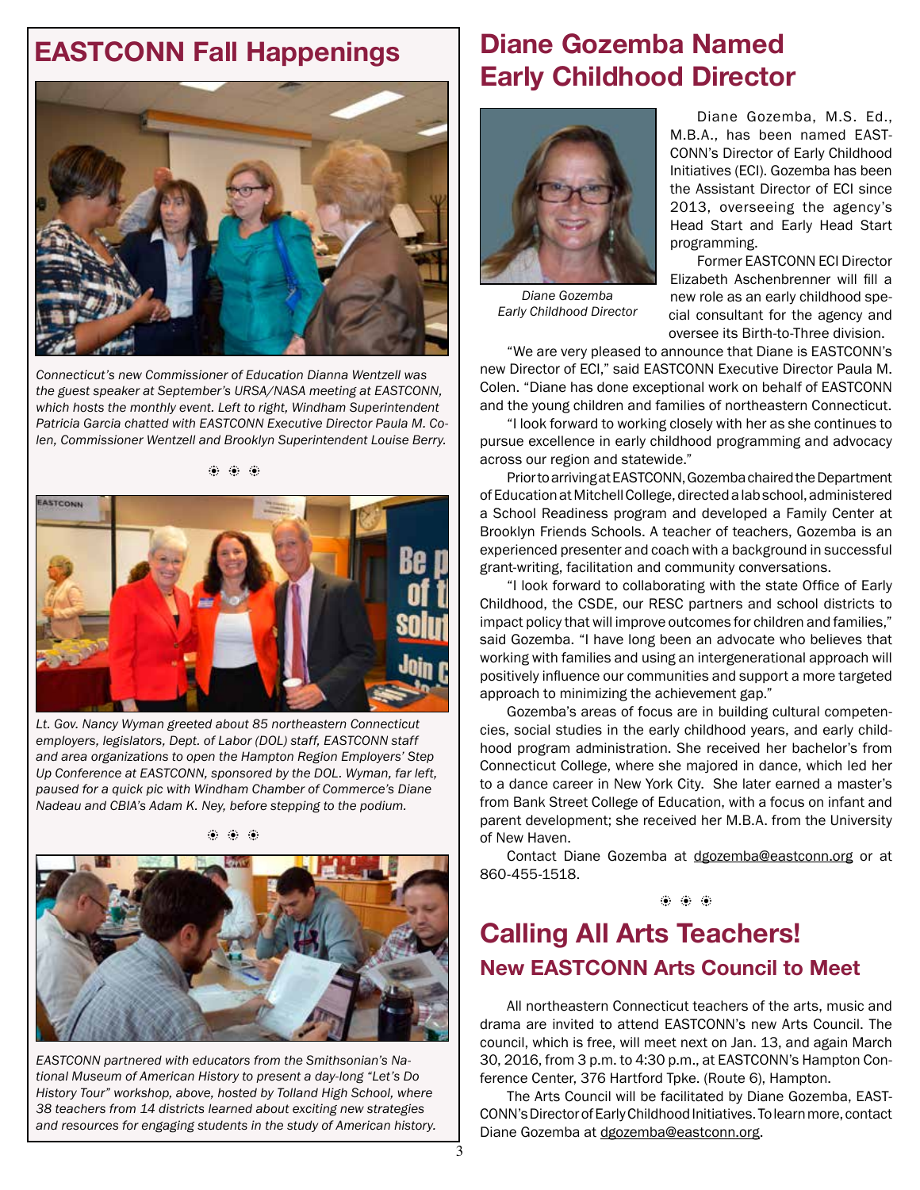## EASTCONN Fall Happenings

*Connecticut's new Commissioner of Education Dianna Wentzell was the guest speaker at September's URSA/NASA meeting at EASTCONN, which hosts the monthly event. Left to right, Windham Superintendent Patricia Garcia chatted with EASTCONN Executive Director Paula M. Colen, Commissioner Wentzell and Brooklyn Superintendent Louise Berry.*

*Lt. Gov. Nancy Wyman greeted about 85 northeastern Connecticut employers, legislators, Dept. of Labor (DOL) staff, EASTCONN staff and area organizations to open the Hampton Region Employers' Step Up Conference at EASTCONN, sponsored by the DOL. Wyman, far left, paused for a quick pic with Windham Chamber of Commerce's Diane Nadeau and CBIA's Adam K. Ney, before stepping to the podium.*

*EASTCONN partnered with educators from the Smithsonian's National Museum of American History to present a day-long "Let's Do History Tour" workshop, above, hosted by Tolland High School, where 38 teachers from 14 districts learned about exciting new strategies and resources for engaging students in the study of American history.*

## Diane Gozemba Named Early Childhood Director

*Diane Gozemba*
*Early Childhood Director*

Diane Gozemba, M.S. Ed., M.B.A., has been named EASTCONN's Director of Early Childhood Initiatives (ECI). Gozemba has been the Assistant Director of ECI since 2013, overseeing the agency's Head Start and Early Head Start programming.

Former EASTCONN ECI Director Elizabeth Aschenbrenner will fill a new role as an early childhood special consultant for the agency and oversee its Birth-to-Three division.

"We are very pleased to announce that Diane is EASTCONN's new Director of ECI," said EASTCONN Executive Director Paula M. Colen. "Diane has done exceptional work on behalf of EASTCONN and the young children and families of northeastern Connecticut.

"I look forward to working closely with her as she continues to pursue excellence in early childhood programming and advocacy across our region and statewide."

Prior to arriving at EASTCONN, Gozemba chaired the Department of Education at Mitchell College, directed a lab school, administered a School Readiness program and developed a Family Center at Brooklyn Friends Schools. A teacher of teachers, Gozemba is an experienced presenter and coach with a background in successful grant-writing, facilitation and community conversations.

"I look forward to collaborating with the state Office of Early Childhood, the CSDE, our RESC partners and school districts to impact policy that will improve outcomes for children and families," said Gozemba. "I have long been an advocate who believes that working with families and using an intergenerational approach will positively influence our communities and support a more targeted approach to minimizing the achievement gap."

Gozemba's areas of focus are in building cultural competencies, social studies in the early childhood years, and early childhood program administration. She received her bachelor's from Connecticut College, where she majored in dance, which led her to a dance career in New York City. She later earned a master's from Bank Street College of Education, with a focus on infant and parent development; she received her M.B.A. from the University of New Haven.

Contact Diane Gozemba at dgozemba@eastconn.org or at 860-455-1518.

## Calling All Arts Teachers!

### New EASTCONN Arts Council to Meet

All northeastern Connecticut teachers of the arts, music and drama are invited to attend EASTCONN's new Arts Council. The council, which is free, will meet next on Jan. 13, and again March 30, 2016, from 3 p.m. to 4:30 p.m., at EASTCONN's Hampton Conference Center, 376 Hartford Tpke. (Route 6), Hampton.

The Arts Council will be facilitated by Diane Gozemba, EASTCONN's Director of Early Childhood Initiatives. To learn more, contact Diane Gozemba at dgozemba@eastconn.org.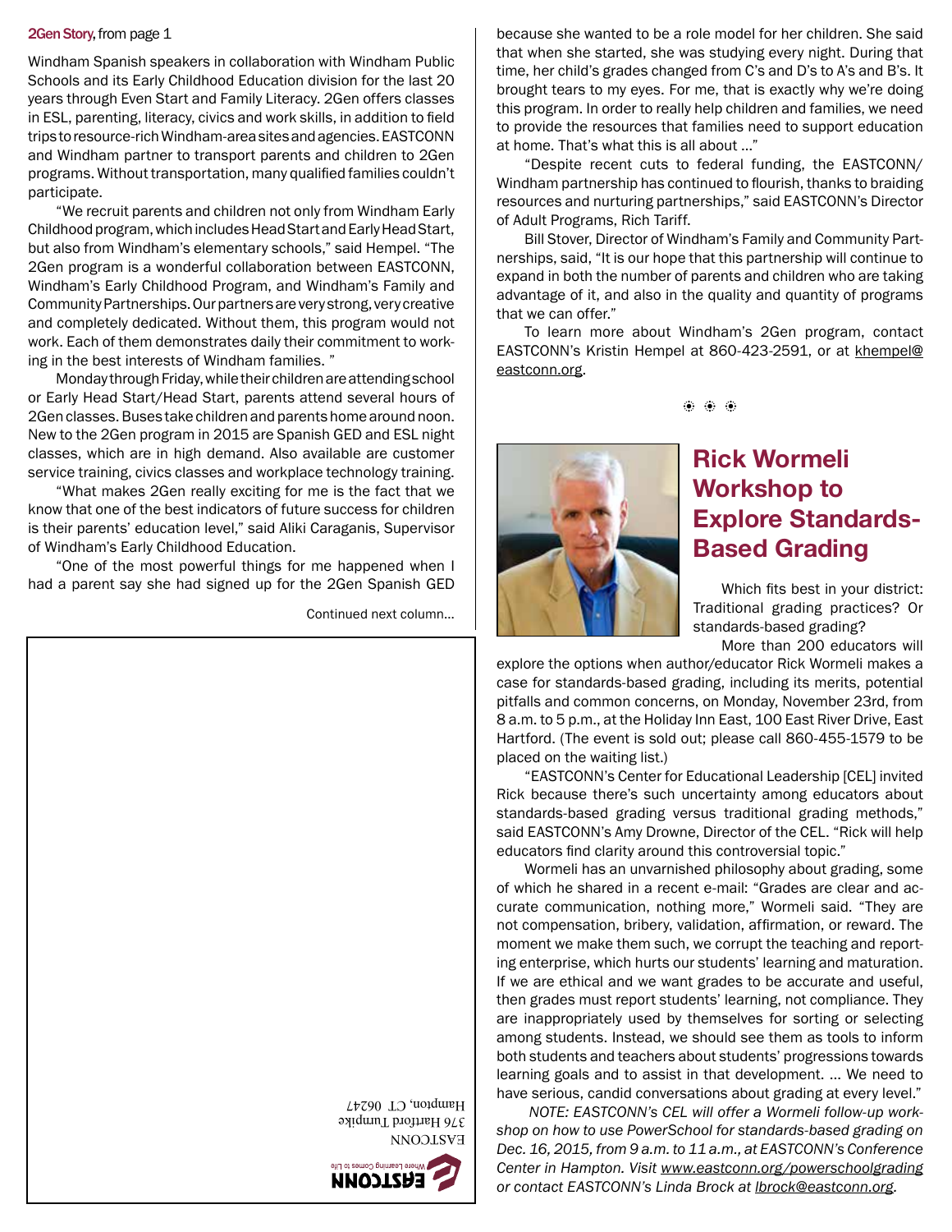2Gen Story, from page 1

Windham Spanish speakers in collaboration with Windham Public Schools and its Early Childhood Education division for the last 20 years through Even Start and Family Literacy. 2Gen offers classes in ESL, parenting, literacy, civics and work skills, in addition to field trips to resource-rich Windham-area sites and agencies. EASTCONN and Windham partner to transport parents and children to 2Gen programs. Without transportation, many qualified families couldn't participate.

"We recruit parents and children not only from Windham Early Childhood program, which includes Head Start and Early Head Start, but also from Windham's elementary schools," said Hempel. "The 2Gen program is a wonderful collaboration between EASTCONN, Windham's Early Childhood Program, and Windham's Family and Community Partnerships. Our partners are very strong, very creative and completely dedicated. Without them, this program would not work. Each of them demonstrates daily their commitment to working in the best interests of Windham families. "

Monday through Friday, while their children are attending school or Early Head Start/Head Start, parents attend several hours of 2Gen classes. Buses take children and parents home around noon. New to the 2Gen program in 2015 are Spanish GED and ESL night classes, which are in high demand. Also available are customer service training, civics classes and workplace technology training.

"What makes 2Gen really exciting for me is the fact that we know that one of the best indicators of future success for children is their parents' education level," said Aliki Caraganis, Supervisor of Windham's Early Childhood Education.

"One of the most powerful things for me happened when I had a parent say she had signed up for the 2Gen Spanish GED because she wanted to be a role model for her children. She said that when she started, she was studying every night. During that time, her child's grades changed from C's and D's to A's and B's. It brought tears to my eyes. For me, that is exactly why we're doing this program. In order to really help children and families, we need to provide the resources that families need to support education at home. That's what this is all about ..."

"Despite recent cuts to federal funding, the EASTCONN/Windham partnership has continued to flourish, thanks to braiding resources and nurturing partnerships," said EASTCONN's Director of Adult Programs, Rich Tariff.

Bill Stover, Director of Windham's Family and Community Partnerships, said, "It is our hope that this partnership will continue to expand in both the number of parents and children who are taking advantage of it, and also in the quality and quantity of programs that we can offer."

To learn more about Windham's 2Gen program, contact EASTCONN's Kristin Hempel at 860-423-2591, or at khempel@eastconn.org.

EASTCONN
Where Learning Comes to Life

EASTCONN
376 Hartford Turnpike
Hampton, CT 06247

# Rick Wormeli Workshop to Explore Standards-Based Grading

Which fits best in your district: Traditional grading practices? Or standards-based grading?

More than 200 educators will explore the options when author/educator Rick Wormeli makes a case for standards-based grading, including its merits, potential pitfalls and common concerns, on Monday, November 23rd, from 8 a.m. to 5 p.m., at the Holiday Inn East, 100 East River Drive, East Hartford. (The event is sold out; please call 860-455-1579 to be placed on the waiting list.)

"EASTCONN's Center for Educational Leadership [CEL] invited Rick because there's such uncertainty among educators about standards-based grading versus traditional grading methods," said EASTCONN's Amy Drowne, Director of the CEL. "Rick will help educators find clarity around this controversial topic."

Wormeli has an unvarnished philosophy about grading, some of which he shared in a recent e-mail: "Grades are clear and accurate communication, nothing more," Wormeli said. "They are not compensation, bribery, validation, affirmation, or reward. The moment we make them such, we corrupt the teaching and reporting enterprise, which hurts our students' learning and maturation. If we are ethical and we want grades to be accurate and useful, then grades must report students' learning, not compliance. They are inappropriately used by themselves for sorting or selecting among students. Instead, we should see them as tools to inform both students and teachers about students' progressions towards learning goals and to assist in that development. ... We need to have serious, candid conversations about grading at every level."

*NOTE: EASTCONN's CEL will offer a Wormeli follow-up workshop on how to use PowerSchool for standards-based grading on Dec. 16, 2015, from 9 a.m. to 11 a.m., at EASTCONN's Conference Center in Hampton. Visit www.eastconn.org/powerschoolgrading or contact EASTCONN's Linda Brock at lbrock@eastconn.org.*